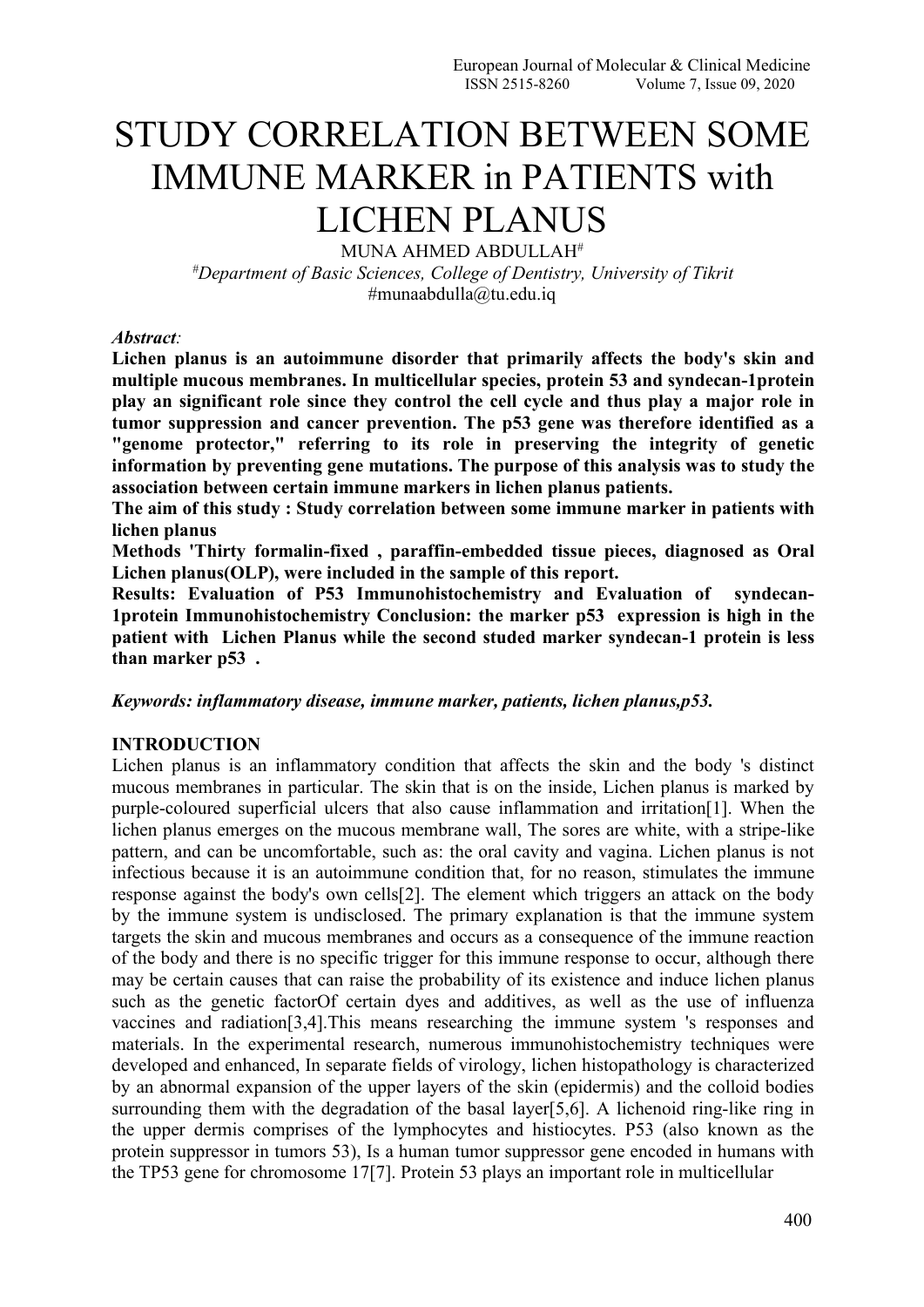# STUDY CORRELATION BETWEEN SOME IMMUNE MARKER in PATIENTS with LICHEN PLANUS

MUNA AHMED ABDULLAH[#]

[#]*Department of Basic Sciences, College of Dentistry, University of Tikrit*

#munaabdulla@tu.edu.iq

***Abstract:***

**Lichen planus is an autoimmune disorder that primarily affects the body's skin and multiple mucous membranes. In multicellular species, protein 53 and syndecan-1protein play an significant role since they control the cell cycle and thus play a major role in tumor suppression and cancer prevention. The p53 gene was therefore identified as a "genome protector," referring to its role in preserving the integrity of genetic information by preventing gene mutations. The purpose of this analysis was to study the association between certain immune markers in lichen planus patients.**

**The aim of this study : Study correlation between some immune marker in patients with lichen planus**

**Methods 'Thirty formalin-fixed , paraffin-embedded tissue pieces, diagnosed as Oral Lichen planus(OLP), were included in the sample of this report.**

**Results: Evaluation of P53 Immunohistochemistry and Evaluation of syndecan-1protein Immunohistochemistry Conclusion: the marker p53 expression is high in the patient with Lichen Planus while the second studed marker syndecan-1 protein is less than marker p53 .**

***Keywords: inflammatory disease, immune marker, patients, lichen planus,p53.***

## INTRODUCTION

Lichen planus is an inflammatory condition that affects the skin and the body 's distinct mucous membranes in particular. The skin that is on the inside, Lichen planus is marked by purple-coloured superficial ulcers that also cause inflammation and irritation[1]. When the lichen planus emerges on the mucous membrane wall, The sores are white, with a stripe-like pattern, and can be uncomfortable, such as: the oral cavity and vagina. Lichen planus is not infectious because it is an autoimmune condition that, for no reason, stimulates the immune response against the body's own cells[2]. The element which triggers an attack on the body by the immune system is undisclosed. The primary explanation is that the immune system targets the skin and mucous membranes and occurs as a consequence of the immune reaction of the body and there is no specific trigger for this immune response to occur, although there may be certain causes that can raise the probability of its existence and induce lichen planus such as the genetic factorOf certain dyes and additives, as well as the use of influenza vaccines and radiation[3,4].This means researching the immune system 's responses and materials. In the experimental research, numerous immunohistochemistry techniques were developed and enhanced, In separate fields of virology, lichen histopathology is characterized by an abnormal expansion of the upper layers of the skin (epidermis) and the colloid bodies surrounding them with the degradation of the basal layer[5,6]. A lichenoid ring-like ring in the upper dermis comprises of the lymphocytes and histiocytes. P53 (also known as the protein suppressor in tumors 53), Is a human tumor suppressor gene encoded in humans with the TP53 gene for chromosome 17[7]. Protein 53 plays an important role in multicellular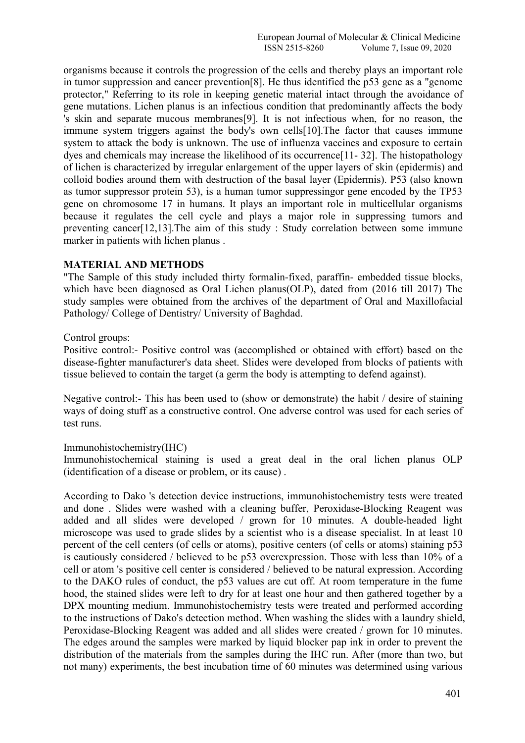organisms because it controls the progression of the cells and thereby plays an important role in tumor suppression and cancer prevention[8]. He thus identified the p53 gene as a "genome protector," Referring to its role in keeping genetic material intact through the avoidance of gene mutations. Lichen planus is an infectious condition that predominantly affects the body 's skin and separate mucous membranes[9]. It is not infectious when, for no reason, the immune system triggers against the body's own cells[10].The factor that causes immune system to attack the body is unknown. The use of influenza vaccines and exposure to certain dyes and chemicals may increase the likelihood of its occurrence[11- 32]. The histopathology of lichen is characterized by irregular enlargement of the upper layers of skin (epidermis) and colloid bodies around them with destruction of the basal layer (Epidermis). P53 (also known as tumor suppressor protein 53), is a human tumor suppressingor gene encoded by the TP53 gene on chromosome 17 in humans. It plays an important role in multicellular organisms because it regulates the cell cycle and plays a major role in suppressing tumors and preventing cancer[12,13].The aim of this study : Study correlation between some immune marker in patients with lichen planus .

## MATERIAL AND METHODS

"The Sample of this study included thirty formalin-fixed, paraffin- embedded tissue blocks, which have been diagnosed as Oral Lichen planus(OLP), dated from (2016 till 2017) The study samples were obtained from the archives of the department of Oral and Maxillofacial Pathology/ College of Dentistry/ University of Baghdad.

Control groups:

Positive control:- Positive control was (accomplished or obtained with effort) based on the disease-fighter manufacturer's data sheet. Slides were developed from blocks of patients with tissue believed to contain the target (a germ the body is attempting to defend against).

Negative control:- This has been used to (show or demonstrate) the habit / desire of staining ways of doing stuff as a constructive control. One adverse control was used for each series of test runs.

Immunohistochemistry(IHC)

Immunohistochemical staining is used a great deal in the oral lichen planus OLP (identification of a disease or problem, or its cause) .

According to Dako 's detection device instructions, immunohistochemistry tests were treated and done . Slides were washed with a cleaning buffer, Peroxidase-Blocking Reagent was added and all slides were developed / grown for 10 minutes. A double-headed light microscope was used to grade slides by a scientist who is a disease specialist. In at least 10 percent of the cell centers (of cells or atoms), positive centers (of cells or atoms) staining p53 is cautiously considered / believed to be p53 overexpression. Those with less than 10% of a cell or atom 's positive cell center is considered / believed to be natural expression. According to the DAKO rules of conduct, the p53 values are cut off. At room temperature in the fume hood, the stained slides were left to dry for at least one hour and then gathered together by a DPX mounting medium. Immunohistochemistry tests were treated and performed according to the instructions of Dako's detection method. When washing the slides with a laundry shield, Peroxidase-Blocking Reagent was added and all slides were created / grown for 10 minutes. The edges around the samples were marked by liquid blocker pap ink in order to prevent the distribution of the materials from the samples during the IHC run. After (more than two, but not many) experiments, the best incubation time of 60 minutes was determined using various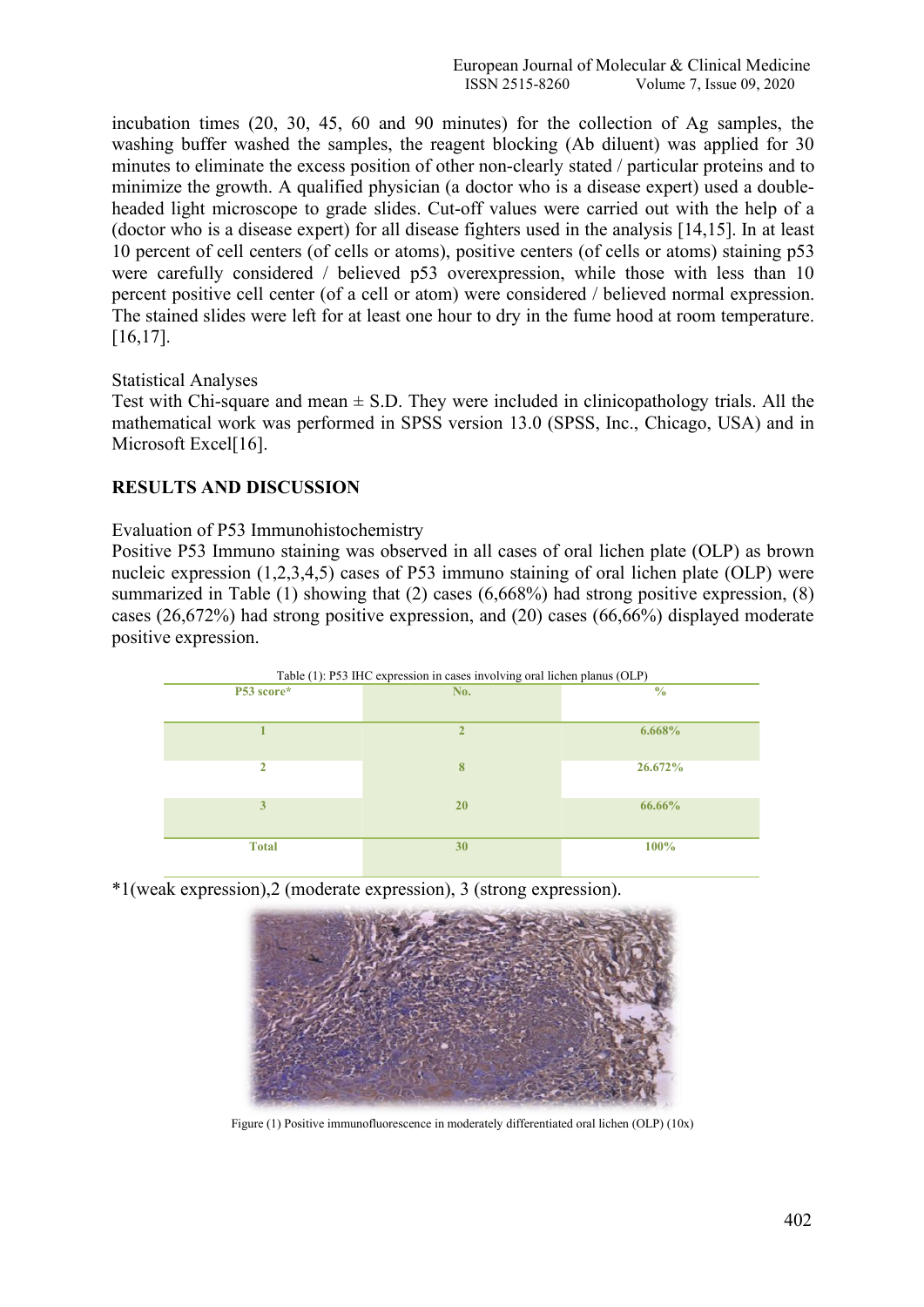incubation times (20, 30, 45, 60 and 90 minutes) for the collection of Ag samples, the washing buffer washed the samples, the reagent blocking (Ab diluent) was applied for 30 minutes to eliminate the excess position of other non-clearly stated / particular proteins and to minimize the growth. A qualified physician (a doctor who is a disease expert) used a double-headed light microscope to grade slides. Cut-off values were carried out with the help of a (doctor who is a disease expert) for all disease fighters used in the analysis [14,15]. In at least 10 percent of cell centers (of cells or atoms), positive centers (of cells or atoms) staining p53 were carefully considered / believed p53 overexpression, while those with less than 10 percent positive cell center (of a cell or atom) were considered / believed normal expression. The stained slides were left for at least one hour to dry in the fume hood at room temperature. [16,17].

Statistical Analyses

Test with Chi-square and mean ± S.D. They were included in clinicopathology trials. All the mathematical work was performed in SPSS version 13.0 (SPSS, Inc., Chicago, USA) and in Microsoft Excel[16].

## RESULTS AND DISCUSSION

Evaluation of P53 Immunohistochemistry

Positive P53 Immuno staining was observed in all cases of oral lichen plate (OLP) as brown nucleic expression (1,2,3,4,5) cases of P53 immuno staining of oral lichen plate (OLP) were summarized in Table (1) showing that (2) cases (6,668%) had strong positive expression, (8) cases (26,672%) had strong positive expression, and (20) cases (66,66%) displayed moderate positive expression.

Table (1): P53 IHC expression in cases involving oral lichen planus (OLP)

| P53 score* | No. | % |
|---|---|---|
| 1 | 2 | 6.668% |
| 2 | 8 | 26.672% |
| 3 | 20 | 66.66% |
| Total | 30 | 100% |

*1(weak expression),2 (moderate expression), 3 (strong expression).

Figure (1) Positive immunofluorescence in moderately differentiated oral lichen (OLP) (10x)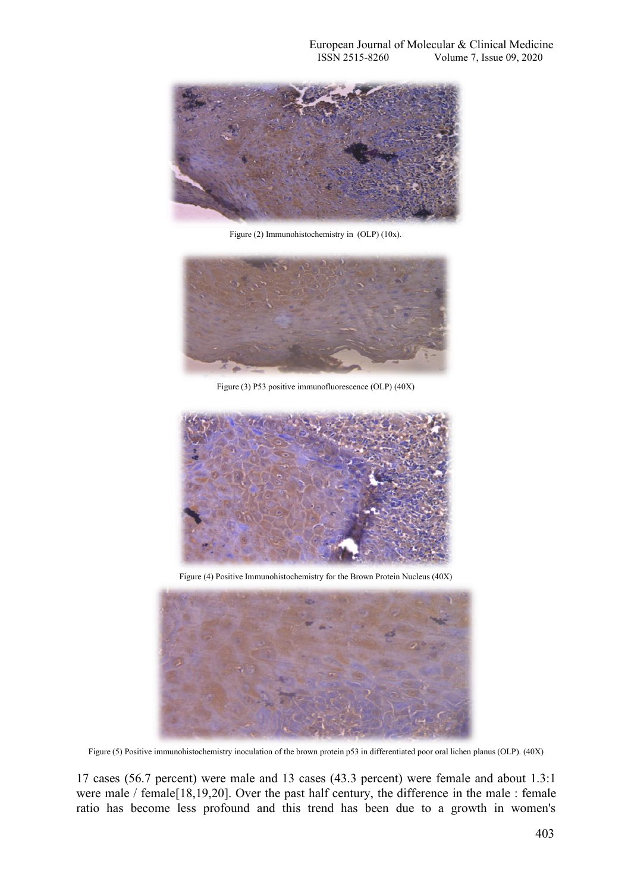Figure (2) Immunohistochemistry in (OLP) (10x).

Figure (3) P53 positive immunofluorescence (OLP) (40X)

Figure (4) Positive Immunohistochemistry for the Brown Protein Nucleus (40X)

Figure (5) Positive immunohistochemistry inoculation of the brown protein p53 in differentiated poor oral lichen planus (OLP). (40X)

17 cases (56.7 percent) were male and 13 cases (43.3 percent) were female and about 1.3:1 were male / female[18,19,20]. Over the past half century, the difference in the male : female ratio has become less profound and this trend has been due to a growth in women's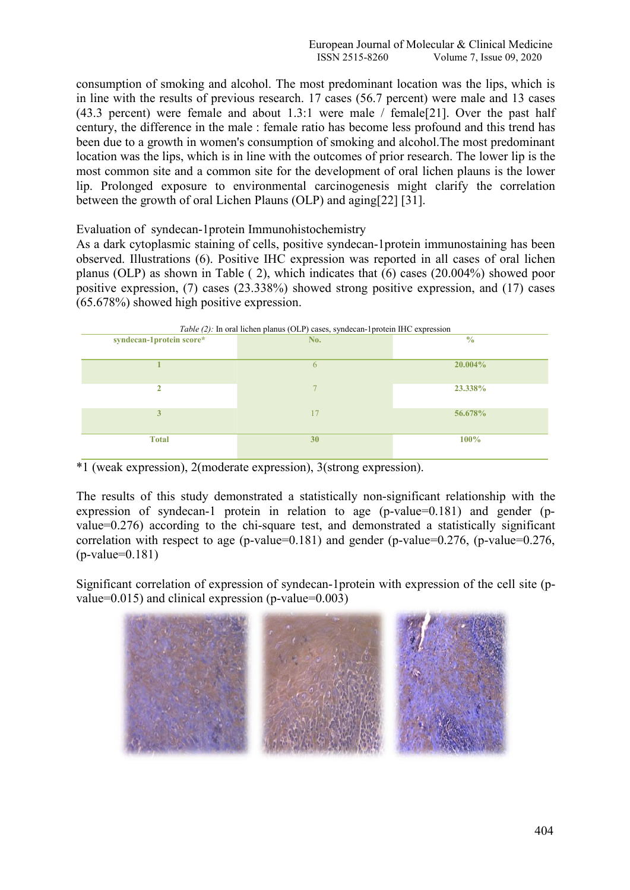consumption of smoking and alcohol. The most predominant location was the lips, which is in line with the results of previous research. 17 cases (56.7 percent) were male and 13 cases (43.3 percent) were female and about 1.3:1 were male / female[21]. Over the past half century, the difference in the male : female ratio has become less profound and this trend has been due to a growth in women's consumption of smoking and alcohol.The most predominant location was the lips, which is in line with the outcomes of prior research. The lower lip is the most common site and a common site for the development of oral lichen plauns is the lower lip. Prolonged exposure to environmental carcinogenesis might clarify the correlation between the growth of oral Lichen Plauns (OLP) and aging[22] [31].

Evaluation of syndecan-1protein Immunohistochemistry

As a dark cytoplasmic staining of cells, positive syndecan-1protein immunostaining has been observed. Illustrations (6). Positive IHC expression was reported in all cases of oral lichen planus (OLP) as shown in Table ( 2), which indicates that (6) cases (20.004%) showed poor positive expression, (7) cases (23.338%) showed strong positive expression, and (17) cases (65.678%) showed high positive expression.

*Table (2):* In oral lichen planus (OLP) cases, syndecan-1protein IHC expression

| syndecan-1protein score* | No. | % |
|---|---|---|
| 1 | 6 | 20.004% |
| 2 | 7 | 23.338% |
| 3 | 17 | 56.678% |
| Total | 30 | 100% |

*1 (weak expression), 2(moderate expression), 3(strong expression).

The results of this study demonstrated a statistically non-significant relationship with the expression of syndecan-1 protein in relation to age (p-value=0.181) and gender (p-value=0.276) according to the chi-square test, and demonstrated a statistically significant correlation with respect to age (p-value=0.181) and gender (p-value=0.276, (p-value=0.276, (p-value=0.181)

Significant correlation of expression of syndecan-1protein with expression of the cell site (p-value=0.015) and clinical expression (p-value=0.003)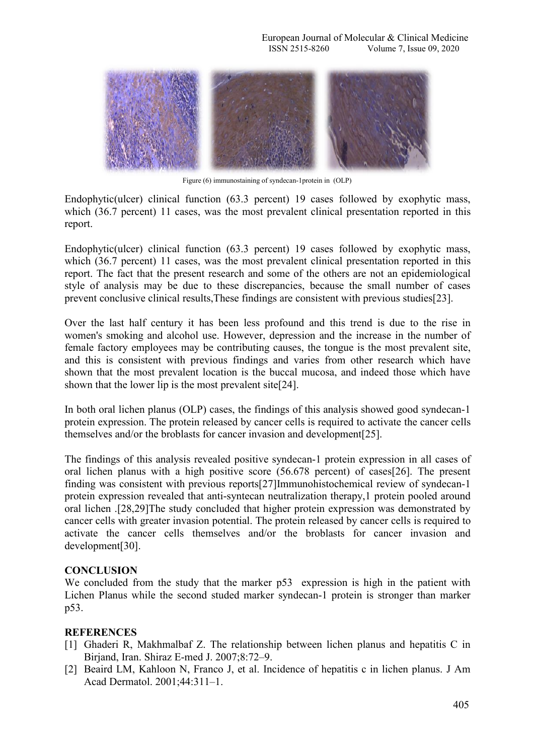Figure (6) immunostaining of syndecan-1protein in (OLP)

Endophytic(ulcer) clinical function (63.3 percent) 19 cases followed by exophytic mass, which (36.7 percent) 11 cases, was the most prevalent clinical presentation reported in this report.

Endophytic(ulcer) clinical function (63.3 percent) 19 cases followed by exophytic mass, which (36.7 percent) 11 cases, was the most prevalent clinical presentation reported in this report. The fact that the present research and some of the others are not an epidemiological style of analysis may be due to these discrepancies, because the small number of cases prevent conclusive clinical results,These findings are consistent with previous studies[23].

Over the last half century it has been less profound and this trend is due to the rise in women's smoking and alcohol use. However, depression and the increase in the number of female factory employees may be contributing causes, the tongue is the most prevalent site, and this is consistent with previous findings and varies from other research which have shown that the most prevalent location is the buccal mucosa, and indeed those which have shown that the lower lip is the most prevalent site[24].

In both oral lichen planus (OLP) cases, the findings of this analysis showed good syndecan-1 protein expression. The protein released by cancer cells is required to activate the cancer cells themselves and/or the broblasts for cancer invasion and development[25].

The findings of this analysis revealed positive syndecan-1 protein expression in all cases of oral lichen planus with a high positive score (56.678 percent) of cases[26]. The present finding was consistent with previous reports[27]Immunohistochemical review of syndecan-1 protein expression revealed that anti-syntecan neutralization therapy,1 protein pooled around oral lichen .[28,29]The study concluded that higher protein expression was demonstrated by cancer cells with greater invasion potential. The protein released by cancer cells is required to activate the cancer cells themselves and/or the broblasts for cancer invasion and development[30].

## CONCLUSION

We concluded from the study that the marker p53 expression is high in the patient with Lichen Planus while the second studed marker syndecan-1 protein is stronger than marker p53.

## REFERENCES

[1] Ghaderi R, Makhmalbaf Z. The relationship between lichen planus and hepatitis C in Birjand, Iran. Shiraz E-med J. 2007;8:72–9.

[2] Beaird LM, Kahloon N, Franco J, et al. Incidence of hepatitis c in lichen planus. J Am Acad Dermatol. 2001;44:311–1.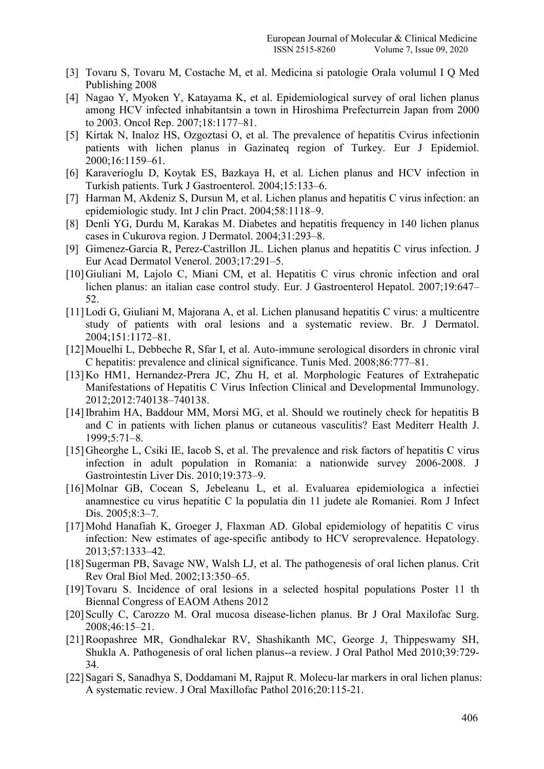[3] Tovaru S, Tovaru M, Costache M, et al. Medicina si patologie Orala volumul I Q Med Publishing 2008

[4] Nagao Y, Myoken Y, Katayama K, et al. Epidemiological survey of oral lichen planus among HCV infected inhabitantsin a town in Hiroshima Prefecturrein Japan from 2000 to 2003. Oncol Rep. 2007;18:1177–81.

[5] Kirtak N, Inaloz HS, Ozgoztasi O, et al. The prevalence of hepatitis Cvirus infectionin patients with lichen planus in Gazinateq region of Turkey. Eur J Epidemiol. 2000;16:1159–61.

[6] Karaverioglu D, Koytak ES, Bazkaya H, et al. Lichen planus and HCV infection in Turkish patients. Turk J Gastroenterol. 2004;15:133–6.

[7] Harman M, Akdeniz S, Dursun M, et al. Lichen planus and hepatitis C virus infection: an epidemiologic study. Int J clin Pract. 2004;58:1118–9.

[8] Denli YG, Durdu M, Karakas M. Diabetes and hepatitis frequency in 140 lichen planus cases in Cukurova region. J Dermatol. 2004;31:293–8.

[9] Gimenez-Garcia R, Perez-Castrillon JL. Lichen planus and hepatitis C virus infection. J Eur Acad Dermatol Venerol. 2003;17:291–5.

[10] Giuliani M, Lajolo C, Miani CM, et al. Hepatitis C virus chronic infection and oral lichen planus: an italian case control study. Eur. J Gastroenterol Hepatol. 2007;19:647–52.

[11] Lodi G, Giuliani M, Majorana A, et al. Lichen planusand hepatitis C virus: a multicentre study of patients with oral lesions and a systematic review. Br. J Dermatol. 2004;151:1172–81.

[12] Mouelhi L, Debbeche R, Sfar I, et al. Auto-immune serological disorders in chronic viral C hepatitis: prevalence and clinical significance. Tunis Med. 2008;86:777–81.

[13] Ko HM1, Hernandez-Prera JC, Zhu H, et al. Morphologic Features of Extrahepatic Manifestations of Hepatitis C Virus Infection Clinical and Developmental Immunology. 2012;2012:740138–740138.

[14] Ibrahim HA, Baddour MM, Morsi MG, et al. Should we routinely check for hepatitis B and C in patients with lichen planus or cutaneous vasculitis? East Mediterr Health J. 1999;5:71–8.

[15] Gheorghe L, Csiki IE, Iacob S, et al. The prevalence and risk factors of hepatitis C virus infection in adult population in Romania: a nationwide survey 2006-2008. J Gastrointestin Liver Dis. 2010;19:373–9.

[16] Molnar GB, Cocean S, Jebeleanu L, et al. Evaluarea epidemiologica a infectiei anamnestice cu virus hepatitic C la populatia din 11 judete ale Romaniei. Rom J Infect Dis. 2005;8:3–7.

[17] Mohd Hanafiah K, Groeger J, Flaxman AD. Global epidemiology of hepatitis C virus infection: New estimates of age-specific antibody to HCV seroprevalence. Hepatology. 2013;57:1333–42.

[18] Sugerman PB, Savage NW, Walsh LJ, et al. The pathogenesis of oral lichen planus. Crit Rev Oral Biol Med. 2002;13:350–65.

[19] Tovaru S. Incidence of oral lesions in a selected hospital populations Poster 11 th Biennal Congress of EAOM Athens 2012

[20] Scully C, Carozzo M. Oral mucosa disease-lichen planus. Br J Oral Maxilofac Surg. 2008;46:15–21.

[21] Roopashree MR, Gondhalekar RV, Shashikanth MC, George J, Thippeswamy SH, Shukla A. Pathogenesis of oral lichen planus--a review. J Oral Pathol Med 2010;39:729-34.

[22] Sagari S, Sanadhya S, Doddamani M, Rajput R. Molecu-lar markers in oral lichen planus: A systematic review. J Oral Maxillofac Pathol 2016;20:115-21.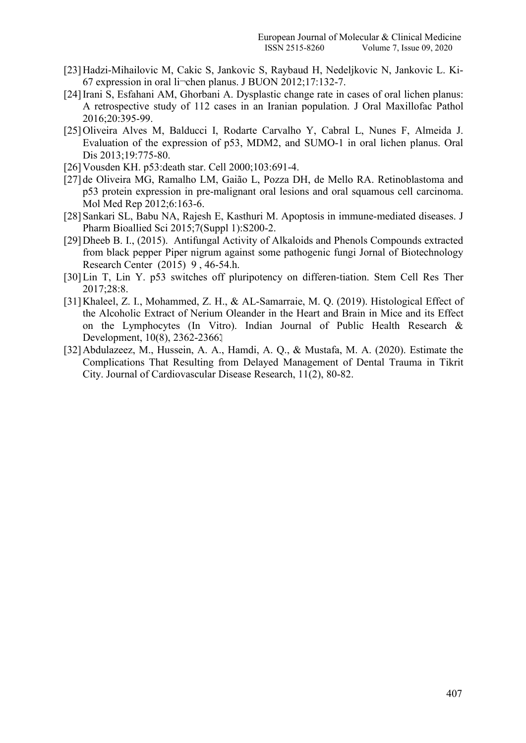[23] Hadzi-Mihailovic M, Cakic S, Jankovic S, Raybaud H, Nedeljkovic N, Jankovic L. Ki-67 expression in oral li¬chen planus. J BUON 2012;17:132-7.

[24] Irani S, Esfahani AM, Ghorbani A. Dysplastic change rate in cases of oral lichen planus: A retrospective study of 112 cases in an Iranian population. J Oral Maxillofac Pathol 2016;20:395-99.

[25] Oliveira Alves M, Balducci I, Rodarte Carvalho Y, Cabral L, Nunes F, Almeida J. Evaluation of the expression of p53, MDM2, and SUMO-1 in oral lichen planus. Oral Dis 2013;19:775-80.

[26] Vousden KH. p53:death star. Cell 2000;103:691-4.

[27] de Oliveira MG, Ramalho LM, Gaião L, Pozza DH, de Mello RA. Retinoblastoma and p53 protein expression in pre-malignant oral lesions and oral squamous cell carcinoma. Mol Med Rep 2012;6:163-6.

[28] Sankari SL, Babu NA, Rajesh E, Kasthuri M. Apoptosis in immune-mediated diseases. J Pharm Bioallied Sci 2015;7(Suppl 1):S200-2.

[29] Dheeb B. I., (2015). Antifungal Activity of Alkaloids and Phenols Compounds extracted from black pepper Piper nigrum against some pathogenic fungi Jornal of Biotechnology Research Center (2015) 9 , 46-54.h.

[30] Lin T, Lin Y. p53 switches off pluripotency on differen-tiation. Stem Cell Res Ther 2017;28:8.

[31] Khaleel, Z. I., Mohammed, Z. H., & AL-Samarraie, M. Q. (2019). Histological Effect of the Alcoholic Extract of Nerium Oleander in the Heart and Brain in Mice and its Effect on the Lymphocytes (In Vitro). Indian Journal of Public Health Research & Development, 10(8), 2362-2366.

[32] Abdulazeez, M., Hussein, A. A., Hamdi, A. Q., & Mustafa, M. A. (2020). Estimate the Complications That Resulting from Delayed Management of Dental Trauma in Tikrit City. Journal of Cardiovascular Disease Research, 11(2), 80-82.